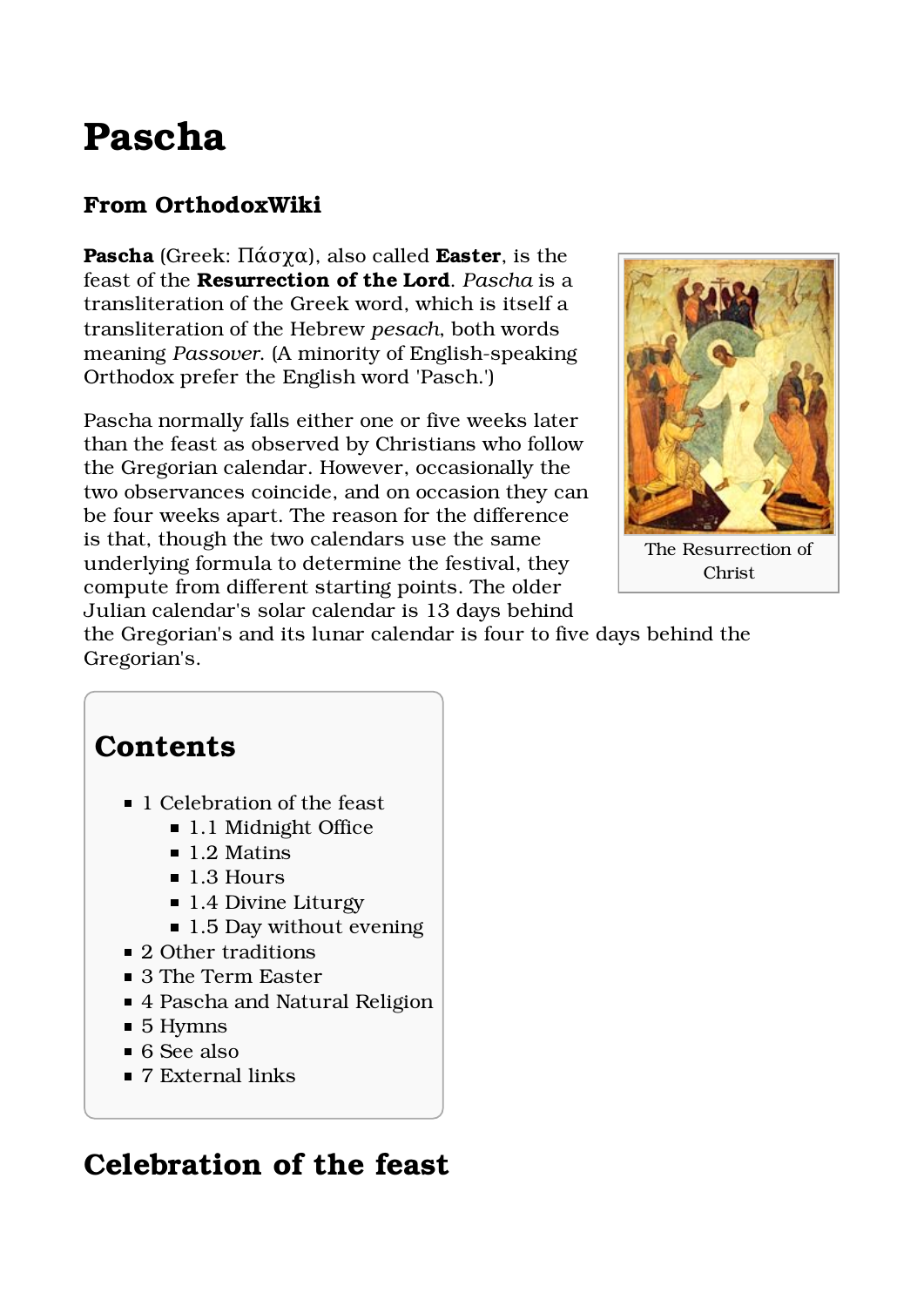# Pascha

### From OrthodoxWiki

**Pascha** (Greek: Πάσχα), also called **Easter**, is the feast of the **Resurrection of the Lord**. *Pascha* is a transliteration of the Greek word, which is itself a transliteration of the Hebrew *pesach*, both words meaning *Passover*. (A minority of English-speaking Orthodox prefer the English word 'Pasch.')

The Resurrection of Christ

Pascha normally falls either one or five weeks later than the feast as observed by Christians who follow the Gregorian calendar. However, occasionally the two observances coincide, and on occasion they can be four weeks apart. The reason for the difference is that, though the two calendars use the same underlying formula to determine the festival, they compute from different starting points. The older Julian calendar's solar calendar is 13 days behind the Gregorian's and its lunar calendar is four to five days behind the Gregorian's.

## Contents

- 1 Celebration of the feast
  - 1.1 Midnight Office
  - 1.2 Matins
  - 1.3 Hours
  - 1.4 Divine Liturgy
  - 1.5 Day without evening
- 2 Other traditions
- 3 The Term Easter
- 4 Pascha and Natural Religion
- 5 Hymns
- 6 See also
- 7 External links

## Celebration of the feast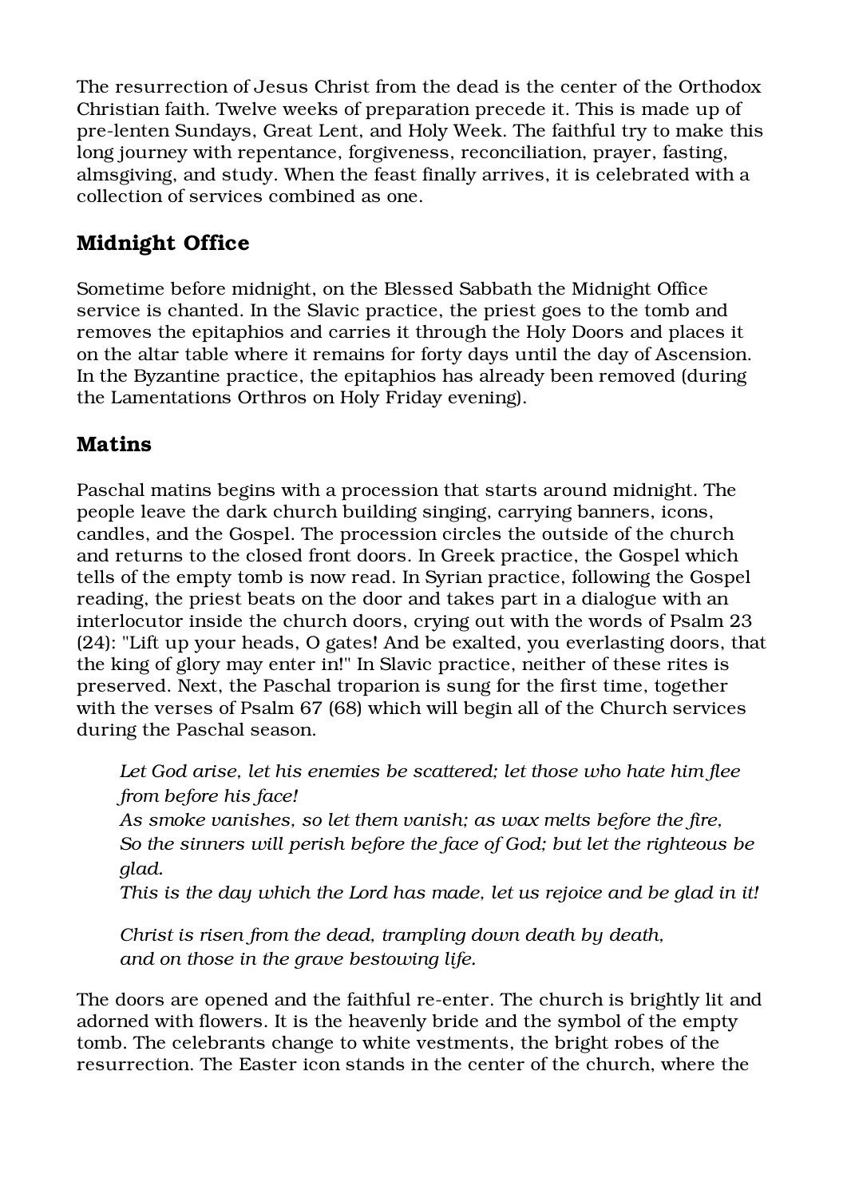The resurrection of Jesus Christ from the dead is the center of the Orthodox Christian faith. Twelve weeks of preparation precede it. This is made up of pre-lenten Sundays, Great Lent, and Holy Week. The faithful try to make this long journey with repentance, forgiveness, reconciliation, prayer, fasting, almsgiving, and study. When the feast finally arrives, it is celebrated with a collection of services combined as one.

## Midnight Office

Sometime before midnight, on the Blessed Sabbath the Midnight Office service is chanted. In the Slavic practice, the priest goes to the tomb and removes the epitaphios and carries it through the Holy Doors and places it on the altar table where it remains for forty days until the day of Ascension. In the Byzantine practice, the epitaphios has already been removed (during the Lamentations Orthros on Holy Friday evening).

## Matins

Paschal matins begins with a procession that starts around midnight. The people leave the dark church building singing, carrying banners, icons, candles, and the Gospel. The procession circles the outside of the church and returns to the closed front doors. In Greek practice, the Gospel which tells of the empty tomb is now read. In Syrian practice, following the Gospel reading, the priest beats on the door and takes part in a dialogue with an interlocutor inside the church doors, crying out with the words of Psalm 23 (24): "Lift up your heads, O gates! And be exalted, you everlasting doors, that the king of glory may enter in!" In Slavic practice, neither of these rites is preserved. Next, the Paschal troparion is sung for the first time, together with the verses of Psalm 67 (68) which will begin all of the Church services during the Paschal season.

> *Let God arise, let his enemies be scattered; let those who hate him flee from before his face!*
> *As smoke vanishes, so let them vanish; as wax melts before the fire,*
> *So the sinners will perish before the face of God; but let the righteous be glad.*
> *This is the day which the Lord has made, let us rejoice and be glad in it!*
>
> *Christ is risen from the dead, trampling down death by death,*
> *and on those in the grave bestowing life.*

The doors are opened and the faithful re-enter. The church is brightly lit and adorned with flowers. It is the heavenly bride and the symbol of the empty tomb. The celebrants change to white vestments, the bright robes of the resurrection. The Easter icon stands in the center of the church, where the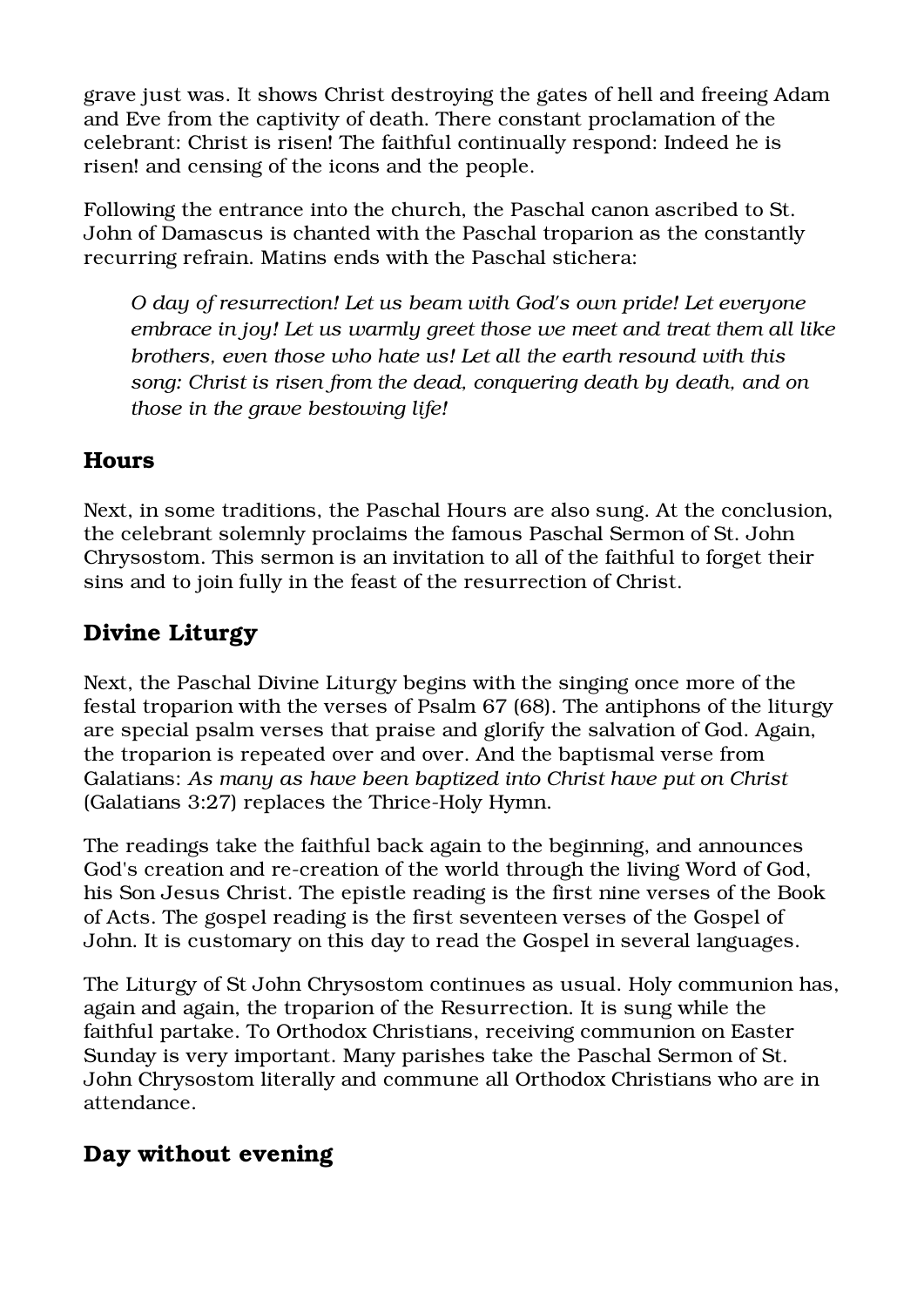grave just was. It shows Christ destroying the gates of hell and freeing Adam and Eve from the captivity of death. There constant proclamation of the celebrant: Christ is risen! The faithful continually respond: Indeed he is risen! and censing of the icons and the people.

Following the entrance into the church, the Paschal canon ascribed to St. John of Damascus is chanted with the Paschal troparion as the constantly recurring refrain. Matins ends with the Paschal stichera:

> *O day of resurrection! Let us beam with God's own pride! Let everyone embrace in joy! Let us warmly greet those we meet and treat them all like brothers, even those who hate us! Let all the earth resound with this song: Christ is risen from the dead, conquering death by death, and on those in the grave bestowing life!*

## Hours

Next, in some traditions, the Paschal Hours are also sung. At the conclusion, the celebrant solemnly proclaims the famous Paschal Sermon of St. John Chrysostom. This sermon is an invitation to all of the faithful to forget their sins and to join fully in the feast of the resurrection of Christ.

## Divine Liturgy

Next, the Paschal Divine Liturgy begins with the singing once more of the festal troparion with the verses of Psalm 67 (68). The antiphons of the liturgy are special psalm verses that praise and glorify the salvation of God. Again, the troparion is repeated over and over. And the baptismal verse from Galatians: *As many as have been baptized into Christ have put on Christ* (Galatians 3:27) replaces the Thrice-Holy Hymn.

The readings take the faithful back again to the beginning, and announces God's creation and re-creation of the world through the living Word of God, his Son Jesus Christ. The epistle reading is the first nine verses of the Book of Acts. The gospel reading is the first seventeen verses of the Gospel of John. It is customary on this day to read the Gospel in several languages.

The Liturgy of St John Chrysostom continues as usual. Holy communion has, again and again, the troparion of the Resurrection. It is sung while the faithful partake. To Orthodox Christians, receiving communion on Easter Sunday is very important. Many parishes take the Paschal Sermon of St. John Chrysostom literally and commune all Orthodox Christians who are in attendance.

## Day without evening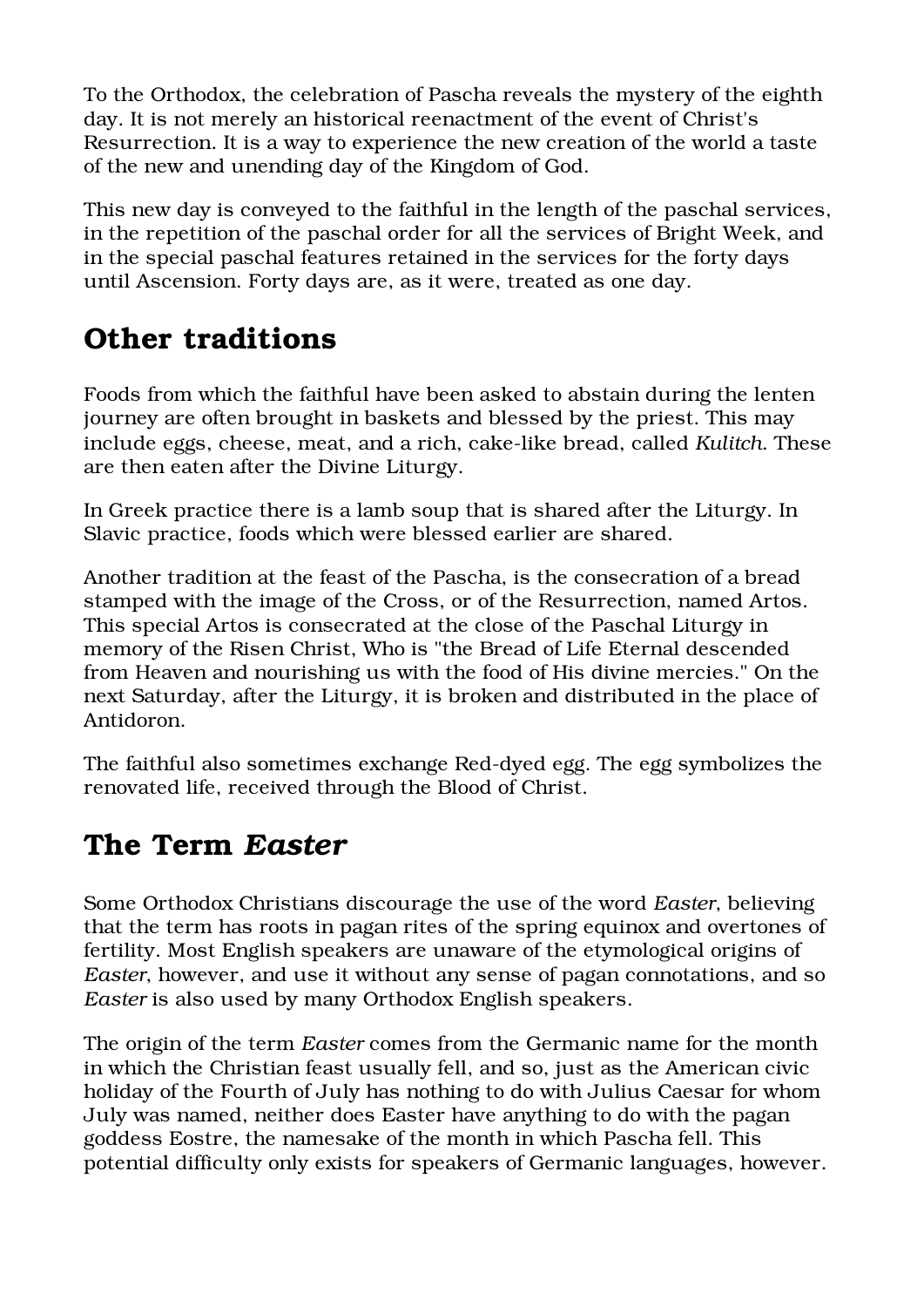To the Orthodox, the celebration of Pascha reveals the mystery of the eighth day. It is not merely an historical reenactment of the event of Christ's Resurrection. It is a way to experience the new creation of the world a taste of the new and unending day of the Kingdom of God.

This new day is conveyed to the faithful in the length of the paschal services, in the repetition of the paschal order for all the services of Bright Week, and in the special paschal features retained in the services for the forty days until Ascension. Forty days are, as it were, treated as one day.

## Other traditions

Foods from which the faithful have been asked to abstain during the lenten journey are often brought in baskets and blessed by the priest. This may include eggs, cheese, meat, and a rich, cake-like bread, called *Kulitch*. These are then eaten after the Divine Liturgy.

In Greek practice there is a lamb soup that is shared after the Liturgy. In Slavic practice, foods which were blessed earlier are shared.

Another tradition at the feast of the Pascha, is the consecration of a bread stamped with the image of the Cross, or of the Resurrection, named Artos. This special Artos is consecrated at the close of the Paschal Liturgy in memory of the Risen Christ, Who is "the Bread of Life Eternal descended from Heaven and nourishing us with the food of His divine mercies." On the next Saturday, after the Liturgy, it is broken and distributed in the place of Antidoron.

The faithful also sometimes exchange Red-dyed egg. The egg symbolizes the renovated life, received through the Blood of Christ.

## The Term *Easter*

Some Orthodox Christians discourage the use of the word *Easter*, believing that the term has roots in pagan rites of the spring equinox and overtones of fertility. Most English speakers are unaware of the etymological origins of *Easter*, however, and use it without any sense of pagan connotations, and so *Easter* is also used by many Orthodox English speakers.

The origin of the term *Easter* comes from the Germanic name for the month in which the Christian feast usually fell, and so, just as the American civic holiday of the Fourth of July has nothing to do with Julius Caesar for whom July was named, neither does Easter have anything to do with the pagan goddess Eostre, the namesake of the month in which Pascha fell. This potential difficulty only exists for speakers of Germanic languages, however.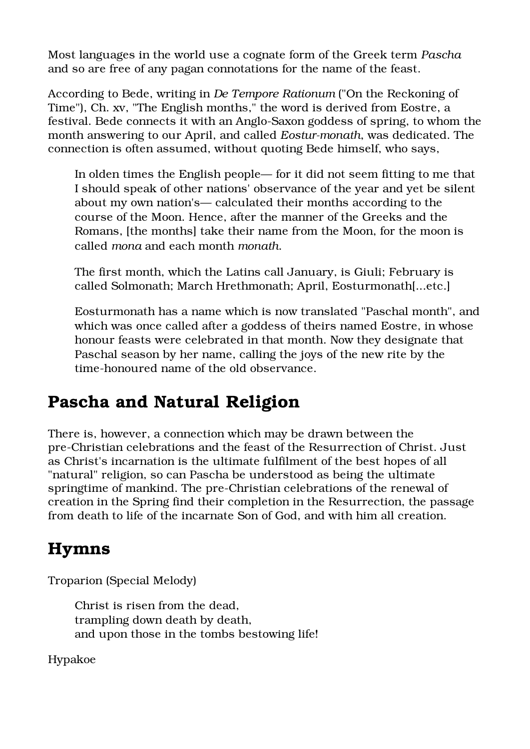Most languages in the world use a cognate form of the Greek term *Pascha* and so are free of any pagan connotations for the name of the feast.

According to Bede, writing in *De Tempore Rationum* ("On the Reckoning of Time"), Ch. xv, "The English months," the word is derived from Eostre, a festival. Bede connects it with an Anglo-Saxon goddess of spring, to whom the month answering to our April, and called *Eostur-monath*, was dedicated. The connection is often assumed, without quoting Bede himself, who says,

> In olden times the English people— for it did not seem fitting to me that I should speak of other nations' observance of the year and yet be silent about my own nation's— calculated their months according to the course of the Moon. Hence, after the manner of the Greeks and the Romans, [the months] take their name from the Moon, for the moon is called *mona* and each month *monath*.
>
> The first month, which the Latins call January, is Giuli; February is called Solmonath; March Hrethmonath; April, Eosturmonath[...etc.]
>
> Eosturmonath has a name which is now translated "Paschal month", and which was once called after a goddess of theirs named Eostre, in whose honour feasts were celebrated in that month. Now they designate that Paschal season by her name, calling the joys of the new rite by the time-honoured name of the old observance.

## Pascha and Natural Religion

There is, however, a connection which may be drawn between the pre-Christian celebrations and the feast of the Resurrection of Christ. Just as Christ's incarnation is the ultimate fulfilment of the best hopes of all "natural" religion, so can Pascha be understood as being the ultimate springtime of mankind. The pre-Christian celebrations of the renewal of creation in the Spring find their completion in the Resurrection, the passage from death to life of the incarnate Son of God, and with him all creation.

## Hymns

Troparion (Special Melody)

> Christ is risen from the dead,
> trampling down death by death,
> and upon those in the tombs bestowing life!

Hypakoe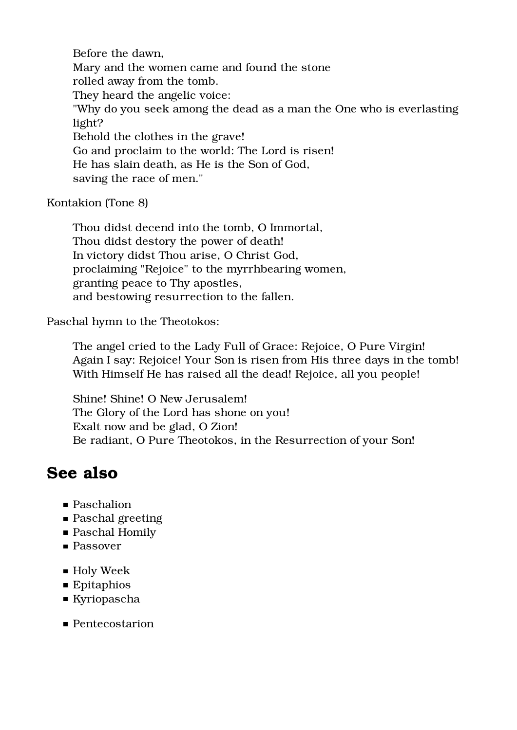> Before the dawn,
> Mary and the women came and found the stone
> rolled away from the tomb.
> They heard the angelic voice:
> "Why do you seek among the dead as a man the One who is everlasting light?
> Behold the clothes in the grave!
> Go and proclaim to the world: The Lord is risen!
> He has slain death, as He is the Son of God,
> saving the race of men."

Kontakion (Tone 8)

> Thou didst decend into the tomb, O Immortal,
> Thou didst destory the power of death!
> In victory didst Thou arise, O Christ God,
> proclaiming "Rejoice" to the myrrhbearing women,
> granting peace to Thy apostles,
> and bestowing resurrection to the fallen.

Paschal hymn to the Theotokos:

> The angel cried to the Lady Full of Grace: Rejoice, O Pure Virgin!
> Again I say: Rejoice! Your Son is risen from His three days in the tomb!
> With Himself He has raised all the dead! Rejoice, all you people!
>
> Shine! Shine! O New Jerusalem!
> The Glory of the Lord has shone on you!
> Exalt now and be glad, O Zion!
> Be radiant, O Pure Theotokos, in the Resurrection of your Son!

## See also

- Paschalion
- Paschal greeting
- Paschal Homily
- Passover

- Holy Week
- Epitaphios
- Kyriopascha

- Pentecostarion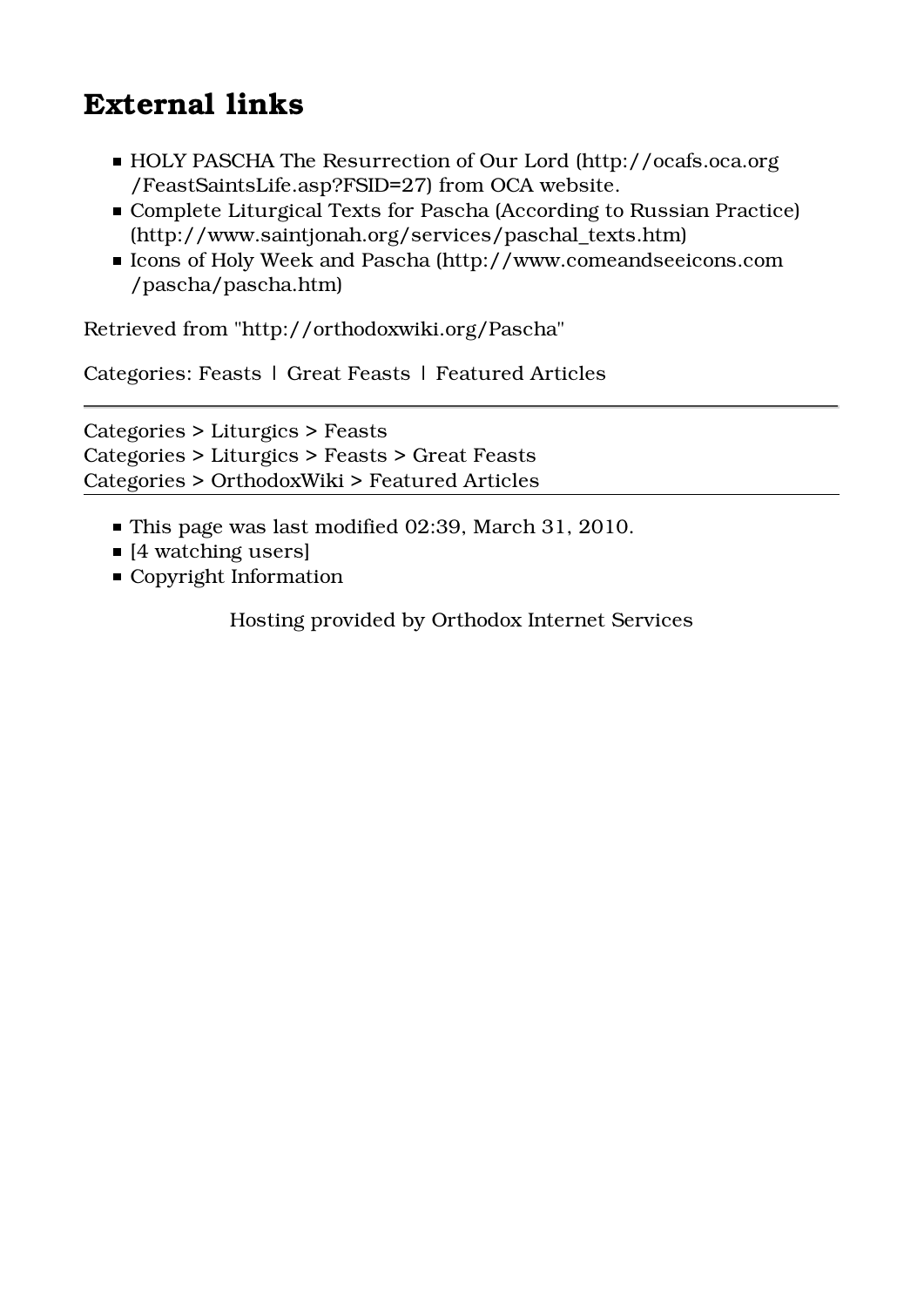## External links

- HOLY PASCHA The Resurrection of Our Lord (http://ocafs.oca.org/FeastSaintsLife.asp?FSID=27) from OCA website.
- Complete Liturgical Texts for Pascha (According to Russian Practice) (http://www.saintjonah.org/services/paschal_texts.htm)
- Icons of Holy Week and Pascha (http://www.comeandseeicons.com/pascha/pascha.htm)

Retrieved from "http://orthodoxwiki.org/Pascha"

Categories: Feasts | Great Feasts | Featured Articles

---

Categories > Liturgics > Feasts
Categories > Liturgics > Feasts > Great Feasts
Categories > OrthodoxWiki > Featured Articles

---

- This page was last modified 02:39, March 31, 2010.
- [4 watching users]
- Copyright Information

Hosting provided by Orthodox Internet Services